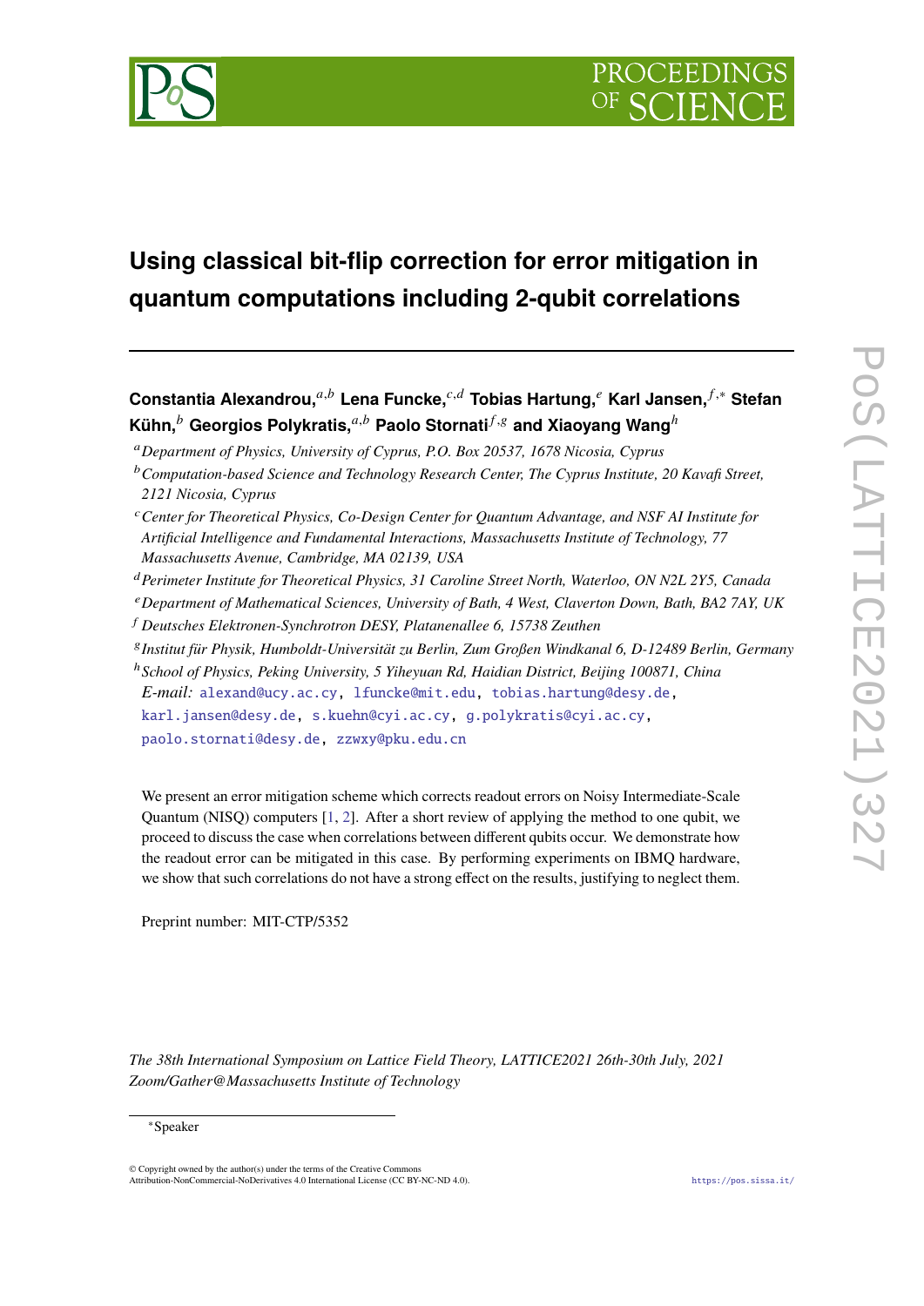# Using classical bit-flip correction for error mitigation in quantum computations including 2-qubit correlations

**Constantia Alexandrou,**[a,b] **Lena Funcke,**[c,d] **Tobias Hartung,**[e] **Karl Jansen,**[f,*] **Stefan Kühn,**[b] **Georgios Polykratis,**[a,b] **Paolo Stornati**[f,g] **and Xiaoyang Wang**[h]

[a] *Department of Physics, University of Cyprus, P.O. Box 20537, 1678 Nicosia, Cyprus*

[b] *Computation-based Science and Technology Research Center, The Cyprus Institute, 20 Kavafi Street, 2121 Nicosia, Cyprus*

[c] *Center for Theoretical Physics, Co-Design Center for Quantum Advantage, and NSF AI Institute for Artificial Intelligence and Fundamental Interactions, Massachusetts Institute of Technology, 77 Massachusetts Avenue, Cambridge, MA 02139, USA*

[d] *Perimeter Institute for Theoretical Physics, 31 Caroline Street North, Waterloo, ON N2L 2Y5, Canada*

[e] *Department of Mathematical Sciences, University of Bath, 4 West, Claverton Down, Bath, BA2 7AY, UK*

[f] *Deutsches Elektronen-Synchrotron DESY, Platanenallee 6, 15738 Zeuthen*

[g] *Institut für Physik, Humboldt-Universität zu Berlin, Zum Großen Windkanal 6, D-12489 Berlin, Germany*

[h] *School of Physics, Peking University, 5 Yiheyuan Rd, Haidian District, Beijing 100871, China*

*E-mail:* alexand@ucy.ac.cy, lfuncke@mit.edu, tobias.hartung@desy.de, karl.jansen@desy.de, s.kuehn@cyi.ac.cy, g.polykratis@cyi.ac.cy, paolo.stornati@desy.de, zzwxy@pku.edu.cn

We present an error mitigation scheme which corrects readout errors on Noisy Intermediate-Scale Quantum (NISQ) computers [1, 2]. After a short review of applying the method to one qubit, we proceed to discuss the case when correlations between different qubits occur. We demonstrate how the readout error can be mitigated in this case. By performing experiments on IBMQ hardware, we show that such correlations do not have a strong effect on the results, justifying to neglect them.

Preprint number: MIT-CTP/5352

*The 38th International Symposium on Lattice Field Theory, LATTICE2021 26th-30th July, 2021 Zoom/Gather@Massachusetts Institute of Technology*

*Speaker

© Copyright owned by the author(s) under the terms of the Creative Commons Attribution-NonCommercial-NoDerivatives 4.0 International License (CC BY-NC-ND 4.0).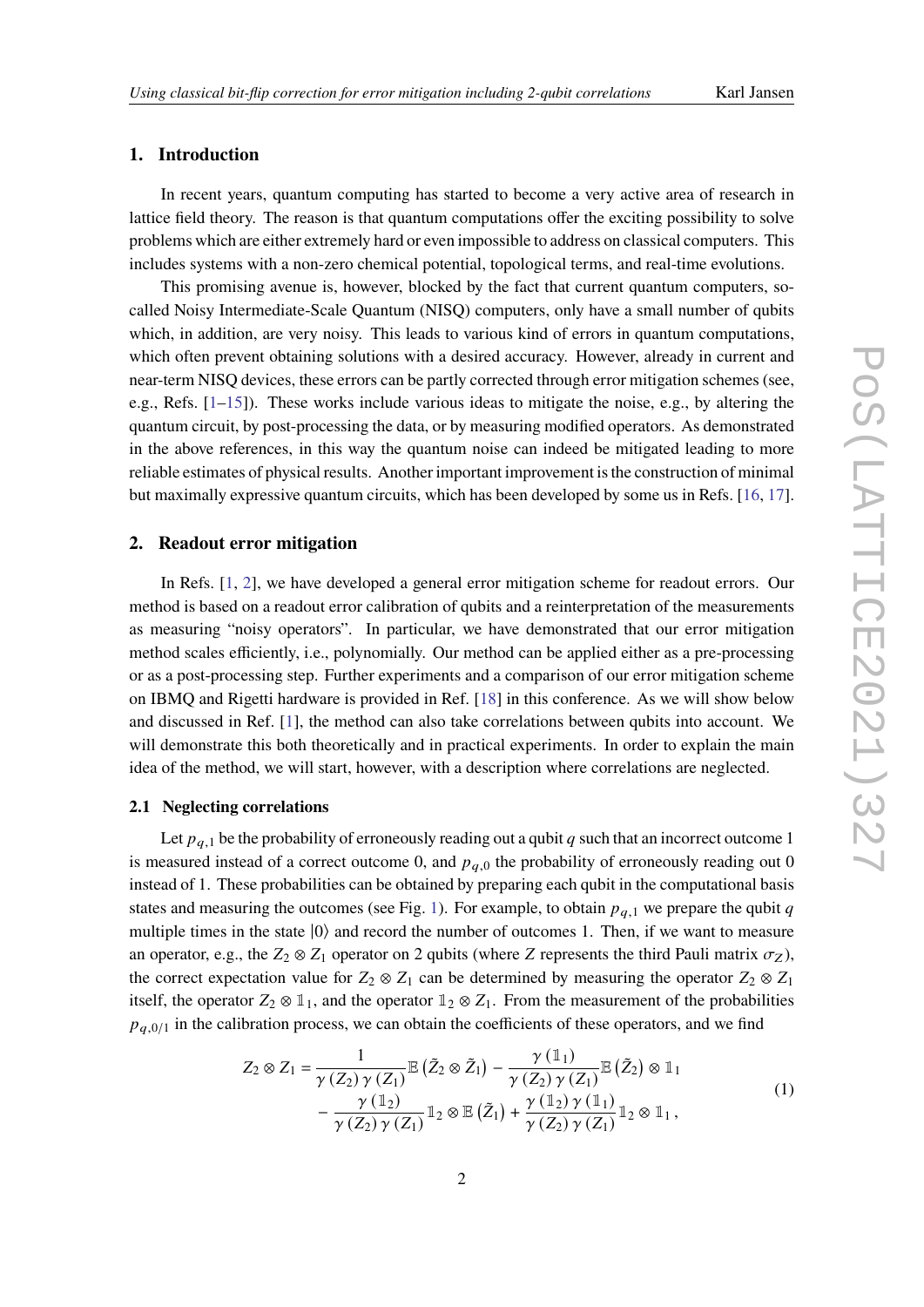## 1. Introduction

In recent years, quantum computing has started to become a very active area of research in lattice field theory. The reason is that quantum computations offer the exciting possibility to solve problems which are either extremely hard or even impossible to address on classical computers. This includes systems with a non-zero chemical potential, topological terms, and real-time evolutions.

This promising avenue is, however, blocked by the fact that current quantum computers, so-called Noisy Intermediate-Scale Quantum (NISQ) computers, only have a small number of qubits which, in addition, are very noisy. This leads to various kind of errors in quantum computations, which often prevent obtaining solutions with a desired accuracy. However, already in current and near-term NISQ devices, these errors can be partly corrected through error mitigation schemes (see, e.g., Refs. [1–15]). These works include various ideas to mitigate the noise, e.g., by altering the quantum circuit, by post-processing the data, or by measuring modified operators. As demonstrated in the above references, in this way the quantum noise can indeed be mitigated leading to more reliable estimates of physical results. Another important improvement is the construction of minimal but maximally expressive quantum circuits, which has been developed by some us in Refs. [16, 17].

## 2. Readout error mitigation

In Refs. [1, 2], we have developed a general error mitigation scheme for readout errors. Our method is based on a readout error calibration of qubits and a reinterpretation of the measurements as measuring "noisy operators". In particular, we have demonstrated that our error mitigation method scales efficiently, i.e., polynomially. Our method can be applied either as a pre-processing or as a post-processing step. Further experiments and a comparison of our error mitigation scheme on IBMQ and Rigetti hardware is provided in Ref. [18] in this conference. As we will show below and discussed in Ref. [1], the method can also take correlations between qubits into account. We will demonstrate this both theoretically and in practical experiments. In order to explain the main idea of the method, we will start, however, with a description where correlations are neglected.

### 2.1 Neglecting correlations

Let $p_{q,1}$ be the probability of erroneously reading out a qubit $q$ such that an incorrect outcome 1 is measured instead of a correct outcome 0, and $p_{q,0}$ the probability of erroneously reading out 0 instead of 1. These probabilities can be obtained by preparing each qubit in the computational basis states and measuring the outcomes (see Fig. 1). For example, to obtain $p_{q,1}$ we prepare the qubit $q$ multiple times in the state $|0\rangle$ and record the number of outcomes 1. Then, if we want to measure an operator, e.g., the $Z_2 \otimes Z_1$ operator on 2 qubits (where $Z$ represents the third Pauli matrix $\sigma_Z$), the correct expectation value for $Z_2 \otimes Z_1$ can be determined by measuring the operator $Z_2 \otimes Z_1$ itself, the operator $Z_2 \otimes \mathbb{1}_1$, and the operator $\mathbb{1}_2 \otimes Z_1$. From the measurement of the probabilities $p_{q,0/1}$ in the calibration process, we can obtain the coefficients of these operators, and we find

$$
\begin{aligned}
Z_2 \otimes Z_1 = \frac{1}{\gamma(Z_2)\,\gamma(Z_1)} \mathbb{E}\left(\tilde{Z}_2 \otimes \tilde{Z}_1\right) - \frac{\gamma(\mathbb{1}_1)}{\gamma(Z_2)\,\gamma(Z_1)} \mathbb{E}\left(\tilde{Z}_2\right) \otimes \mathbb{1}_1 \\
- \frac{\gamma(\mathbb{1}_2)}{\gamma(Z_2)\,\gamma(Z_1)} \mathbb{1}_2 \otimes \mathbb{E}\left(\tilde{Z}_1\right) + \frac{\gamma(\mathbb{1}_2)\,\gamma(\mathbb{1}_1)}{\gamma(Z_2)\,\gamma(Z_1)} \mathbb{1}_2 \otimes \mathbb{1}_1\,,
\end{aligned}
\tag{1}
$$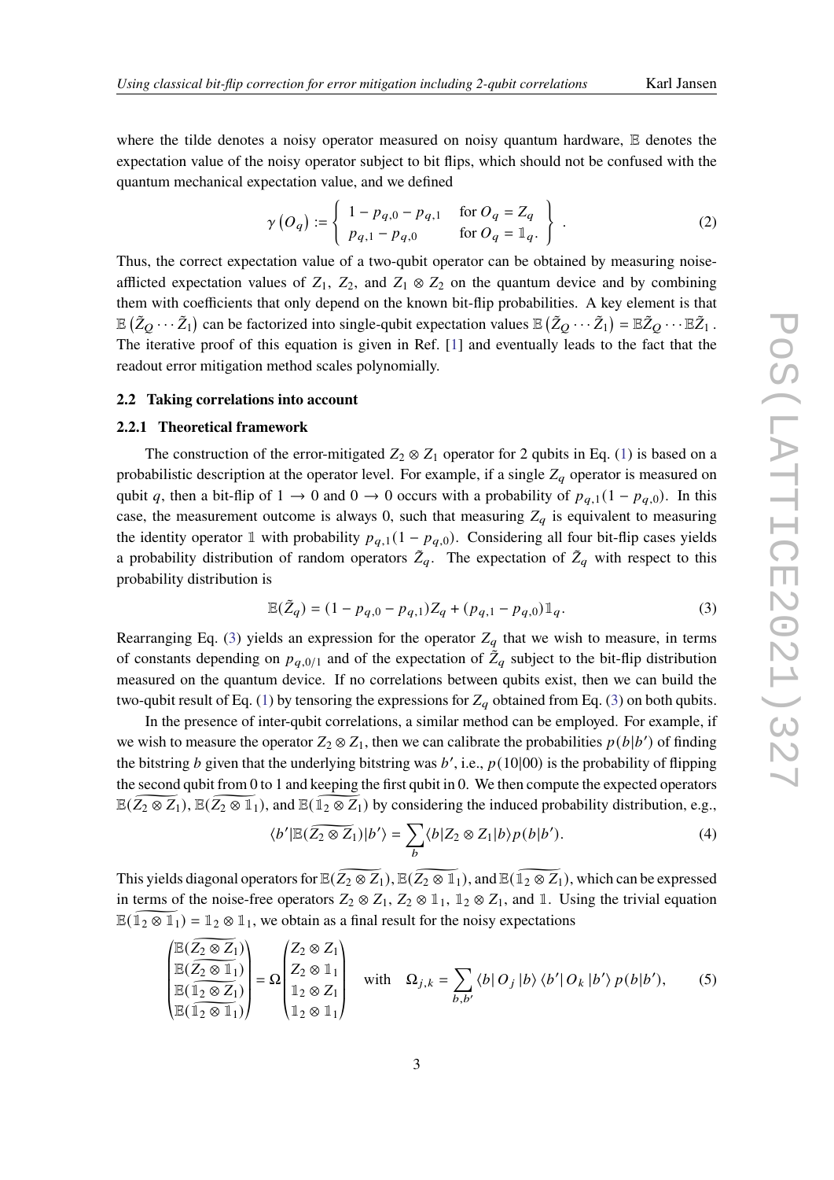where the tilde denotes a noisy operator measured on noisy quantum hardware, $\mathbb{E}$ denotes the expectation value of the noisy operator subject to bit flips, which should not be confused with the quantum mechanical expectation value, and we defined

$$\gamma\left(O_q\right) := \left\{ \begin{array}{ll} 1 - p_{q,0} - p_{q,1} & \text{for } O_q = Z_q \\ p_{q,1} - p_{q,0} & \text{for } O_q = \mathbb{1}_q. \end{array} \right\} . \tag{2}$$

Thus, the correct expectation value of a two-qubit operator can be obtained by measuring noise-afflicted expectation values of $Z_1$, $Z_2$, and $Z_1 \otimes Z_2$ on the quantum device and by combining them with coefficients that only depend on the known bit-flip probabilities. A key element is that $\mathbb{E}\left(\tilde{Z}_Q \cdots \tilde{Z}_1\right)$ can be factorized into single-qubit expectation values $\mathbb{E}\left(\tilde{Z}_Q \cdots \tilde{Z}_1\right) = \mathbb{E}\tilde{Z}_Q \cdots \mathbb{E}\tilde{Z}_1$. The iterative proof of this equation is given in Ref. [1] and eventually leads to the fact that the readout error mitigation method scales polynomially.

### 2.2 Taking correlations into account

#### 2.2.1 Theoretical framework

The construction of the error-mitigated $Z_2 \otimes Z_1$ operator for 2 qubits in Eq. (1) is based on a probabilistic description at the operator level. For example, if a single $Z_q$ operator is measured on qubit $q$, then a bit-flip of $1 \to 0$ and $0 \to 0$ occurs with a probability of $p_{q,1}(1 - p_{q,0})$. In this case, the measurement outcome is always 0, such that measuring $Z_q$ is equivalent to measuring the identity operator $\mathbb{1}$ with probability $p_{q,1}(1 - p_{q,0})$. Considering all four bit-flip cases yields a probability distribution of random operators $\tilde{Z}_q$. The expectation of $\tilde{Z}_q$ with respect to this probability distribution is

$$\mathbb{E}(\tilde{Z}_q) = (1 - p_{q,0} - p_{q,1})Z_q + (p_{q,1} - p_{q,0})\mathbb{1}_q. \tag{3}$$

Rearranging Eq. (3) yields an expression for the operator $Z_q$ that we wish to measure, in terms of constants depending on $p_{q,0/1}$ and of the expectation of $\tilde{Z}_q$ subject to the bit-flip distribution measured on the quantum device. If no correlations between qubits exist, then we can build the two-qubit result of Eq. (1) by tensoring the expressions for $Z_q$ obtained from Eq. (3) on both qubits.

In the presence of inter-qubit correlations, a similar method can be employed. For example, if we wish to measure the operator $Z_2 \otimes Z_1$, then we can calibrate the probabilities $p(b|b')$ of finding the bitstring $b$ given that the underlying bitstring was $b'$, i.e., $p(10|00)$ is the probability of flipping the second qubit from 0 to 1 and keeping the first qubit in 0. We then compute the expected operators $\mathbb{E}(\widetilde{Z_2 \otimes Z_1})$, $\mathbb{E}(\widetilde{Z_2 \otimes \mathbb{1}_1})$, and $\mathbb{E}(\widetilde{\mathbb{1}_2 \otimes Z_1})$ by considering the induced probability distribution, e.g.,

$$\langle b'|\mathbb{E}(\widetilde{Z_2 \otimes Z_1})|b'\rangle = \sum_b \langle b|Z_2 \otimes Z_1|b\rangle p(b|b'). \tag{4}$$

This yields diagonal operators for $\mathbb{E}(\widetilde{Z_2 \otimes Z_1})$, $\mathbb{E}(\widetilde{Z_2 \otimes \mathbb{1}_1})$, and $\mathbb{E}(\widetilde{\mathbb{1}_2 \otimes Z_1})$, which can be expressed in terms of the noise-free operators $Z_2 \otimes Z_1$, $Z_2 \otimes \mathbb{1}_1$, $\mathbb{1}_2 \otimes Z_1$, and $\mathbb{1}$. Using the trivial equation $\mathbb{E}(\widetilde{\mathbb{1}_2 \otimes \mathbb{1}_1}) = \mathbb{1}_2 \otimes \mathbb{1}_1$, we obtain as a final result for the noisy expectations

$$\begin{pmatrix} \mathbb{E}(\widetilde{Z_2 \otimes Z_1}) \\ \mathbb{E}(\widetilde{Z_2 \otimes \mathbb{1}_1}) \\ \mathbb{E}(\widetilde{\mathbb{1}_2 \otimes Z_1}) \\ \mathbb{E}(\widetilde{\mathbb{1}_2 \otimes \mathbb{1}_1}) \end{pmatrix} = \Omega \begin{pmatrix} Z_2 \otimes Z_1 \\ Z_2 \otimes \mathbb{1}_1 \\ \mathbb{1}_2 \otimes Z_1 \\ \mathbb{1}_2 \otimes \mathbb{1}_1 \end{pmatrix} \quad \text{with} \quad \Omega_{j,k} = \sum_{b,b'} \langle b|\, O_j \,|b\rangle \, \langle b'|\, O_k \,|b'\rangle \, p(b|b'), \tag{5}$$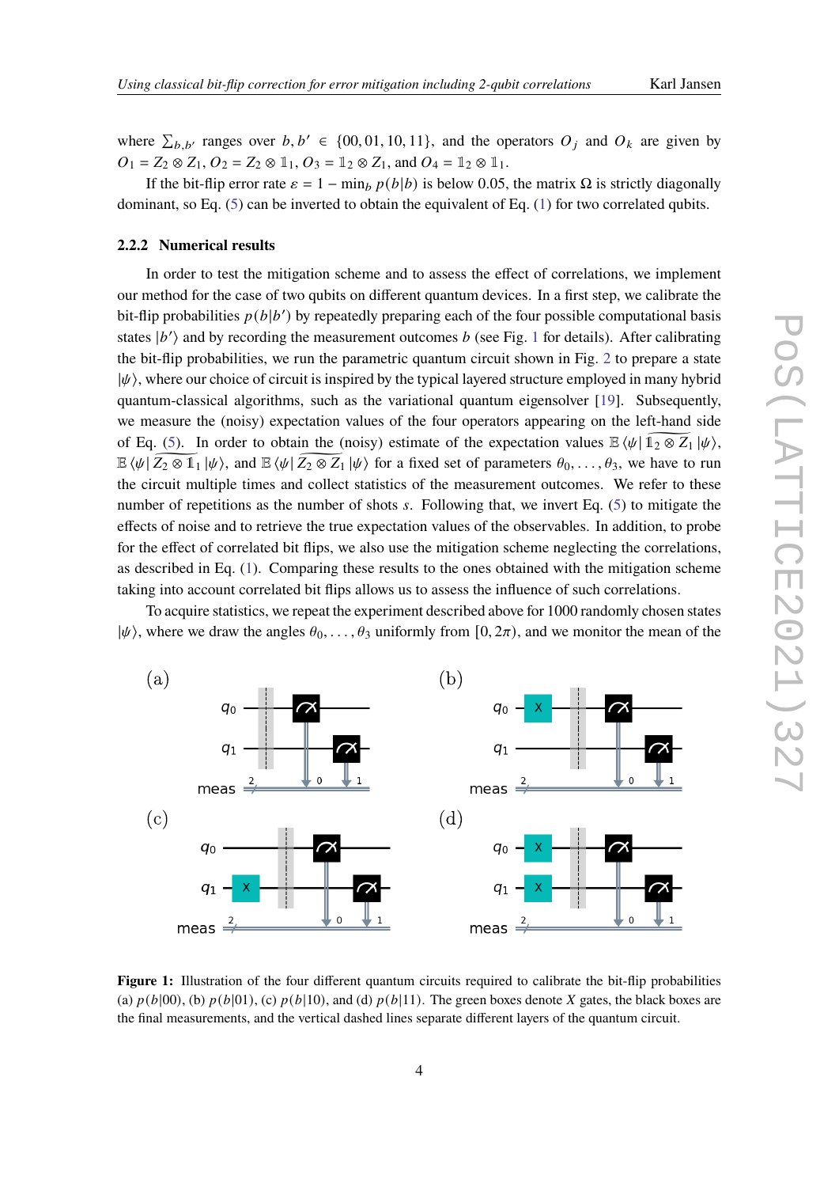where $\sum_{b,b'}$ ranges over $b, b' \in \{00, 01, 10, 11\}$, and the operators $O_j$ and $O_k$ are given by $O_1 = Z_2 \otimes Z_1$, $O_2 = Z_2 \otimes \mathbb{1}_1$, $O_3 = \mathbb{1}_2 \otimes Z_1$, and $O_4 = \mathbb{1}_2 \otimes \mathbb{1}_1$.

If the bit-flip error rate $\varepsilon = 1 - \min_b p(b|b)$ is below 0.05, the matrix $\Omega$ is strictly diagonally dominant, so Eq. (5) can be inverted to obtain the equivalent of Eq. (1) for two correlated qubits.

### 2.2.2 Numerical results

In order to test the mitigation scheme and to assess the effect of correlations, we implement our method for the case of two qubits on different quantum devices. In a first step, we calibrate the bit-flip probabilities $p(b|b')$ by repeatedly preparing each of the four possible computational basis states $|b'\rangle$ and by recording the measurement outcomes $b$ (see Fig. 1 for details). After calibrating the bit-flip probabilities, we run the parametric quantum circuit shown in Fig. 2 to prepare a state $|\psi\rangle$, where our choice of circuit is inspired by the typical layered structure employed in many hybrid quantum-classical algorithms, such as the variational quantum eigensolver [19]. Subsequently, we measure the (noisy) expectation values of the four operators appearing on the left-hand side of Eq. (5). In order to obtain the (noisy) estimate of the expectation values $\mathbb{E}\langle\psi|\widetilde{\mathbb{1}_2 \otimes Z_1}|\psi\rangle$, $\mathbb{E}\langle\psi|\widetilde{Z_2 \otimes \mathbb{1}_1}|\psi\rangle$, and $\mathbb{E}\langle\psi|\widetilde{Z_2 \otimes Z_1}|\psi\rangle$ for a fixed set of parameters $\theta_0, \ldots, \theta_3$, we have to run the circuit multiple times and collect statistics of the measurement outcomes. We refer to these number of repetitions as the number of shots $s$. Following that, we invert Eq. (5) to mitigate the effects of noise and to retrieve the true expectation values of the observables. In addition, to probe for the effect of correlated bit flips, we also use the mitigation scheme neglecting the correlations, as described in Eq. (1). Comparing these results to the ones obtained with the mitigation scheme taking into account correlated bit flips allows us to assess the influence of such correlations.

To acquire statistics, we repeat the experiment described above for 1000 randomly chosen states $|\psi\rangle$, where we draw the angles $\theta_0, \ldots, \theta_3$ uniformly from $[0, 2\pi)$, and we monitor the mean of the

**Figure 1:** Illustration of the four different quantum circuits required to calibrate the bit-flip probabilities (a) $p(b|00)$, (b) $p(b|01)$, (c) $p(b|10)$, and (d) $p(b|11)$. The green boxes denote $X$ gates, the black boxes are the final measurements, and the vertical dashed lines separate different layers of the quantum circuit.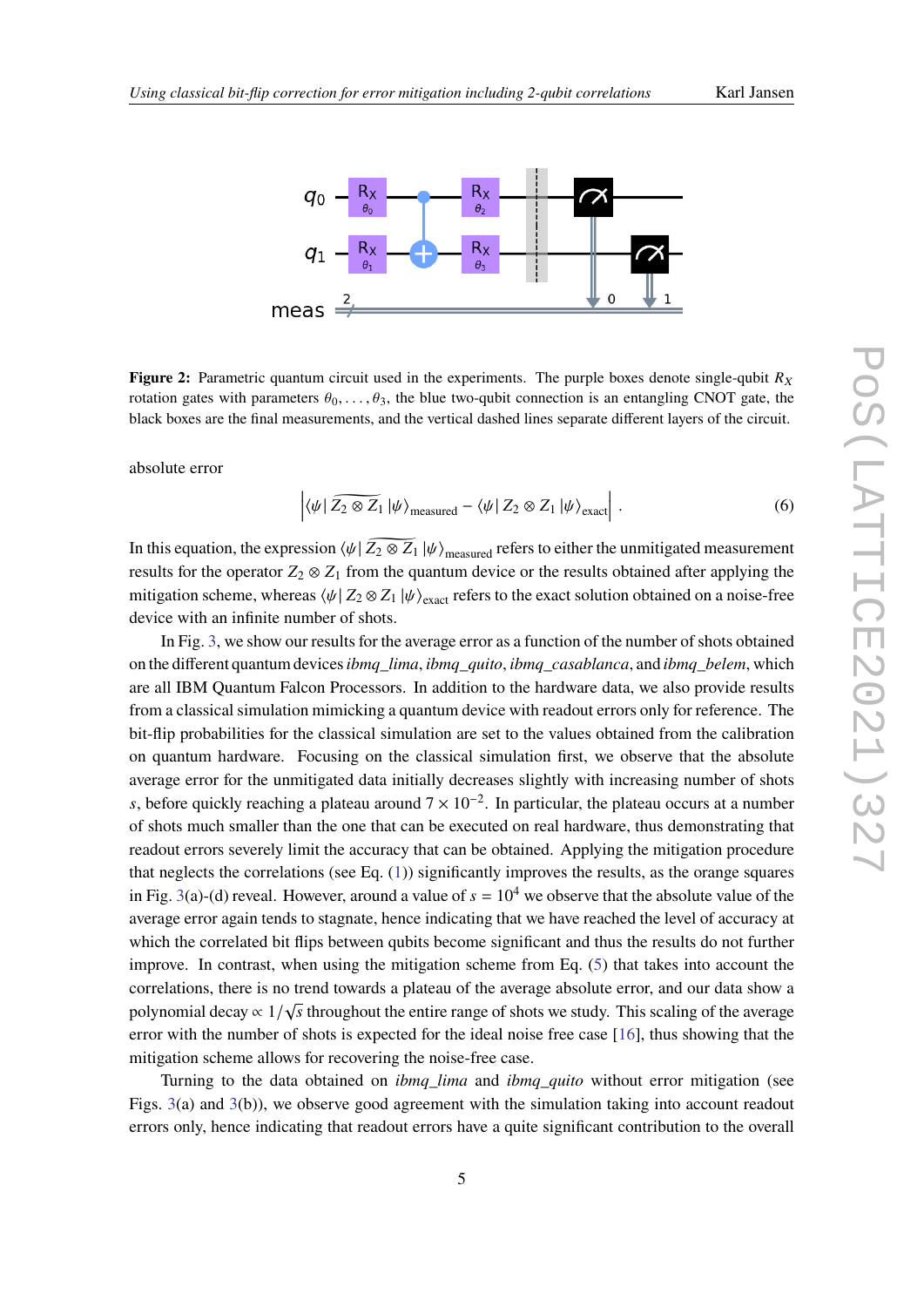**Figure 2:** Parametric quantum circuit used in the experiments. The purple boxes denote single-qubit $R_X$ rotation gates with parameters $\theta_0, \ldots, \theta_3$, the blue two-qubit connection is an entangling CNOT gate, the black boxes are the final measurements, and the vertical dashed lines separate different layers of the circuit.

absolute error

$$\left| \langle\psi|\,\widetilde{Z_2 \otimes Z_1}\,|\psi\rangle_{\text{measured}} - \langle\psi|\,Z_2 \otimes Z_1\,|\psi\rangle_{\text{exact}} \right| . \tag{6}$$

In this equation, the expression $\langle\psi|\,\widetilde{Z_2 \otimes Z_1}\,|\psi\rangle_{\text{measured}}$ refers to either the unmitigated measurement results for the operator $Z_2 \otimes Z_1$ from the quantum device or the results obtained after applying the mitigation scheme, whereas $\langle\psi|\,Z_2 \otimes Z_1\,|\psi\rangle_{\text{exact}}$ refers to the exact solution obtained on a noise-free device with an infinite number of shots.

In Fig. 3, we show our results for the average error as a function of the number of shots obtained on the different quantum devices *ibmq_lima*, *ibmq_quito*, *ibmq_casablanca*, and *ibmq_belem*, which are all IBM Quantum Falcon Processors. In addition to the hardware data, we also provide results from a classical simulation mimicking a quantum device with readout errors only for reference. The bit-flip probabilities for the classical simulation are set to the values obtained from the calibration on quantum hardware. Focusing on the classical simulation first, we observe that the absolute average error for the unmitigated data initially decreases slightly with increasing number of shots $s$, before quickly reaching a plateau around $7 \times 10^{-2}$. In particular, the plateau occurs at a number of shots much smaller than the one that can be executed on real hardware, thus demonstrating that readout errors severely limit the accuracy that can be obtained. Applying the mitigation procedure that neglects the correlations (see Eq. (1)) significantly improves the results, as the orange squares in Fig. 3(a)-(d) reveal. However, around a value of $s = 10^4$ we observe that the absolute value of the average error again tends to stagnate, hence indicating that we have reached the level of accuracy at which the correlated bit flips between qubits become significant and thus the results do not further improve. In contrast, when using the mitigation scheme from Eq. (5) that takes into account the correlations, there is no trend towards a plateau of the average absolute error, and our data show a polynomial decay $\propto 1/\sqrt{s}$ throughout the entire range of shots we study. This scaling of the average error with the number of shots is expected for the ideal noise free case [16], thus showing that the mitigation scheme allows for recovering the noise-free case.

Turning to the data obtained on *ibmq_lima* and *ibmq_quito* without error mitigation (see Figs. 3(a) and 3(b)), we observe good agreement with the simulation taking into account readout errors only, hence indicating that readout errors have a quite significant contribution to the overall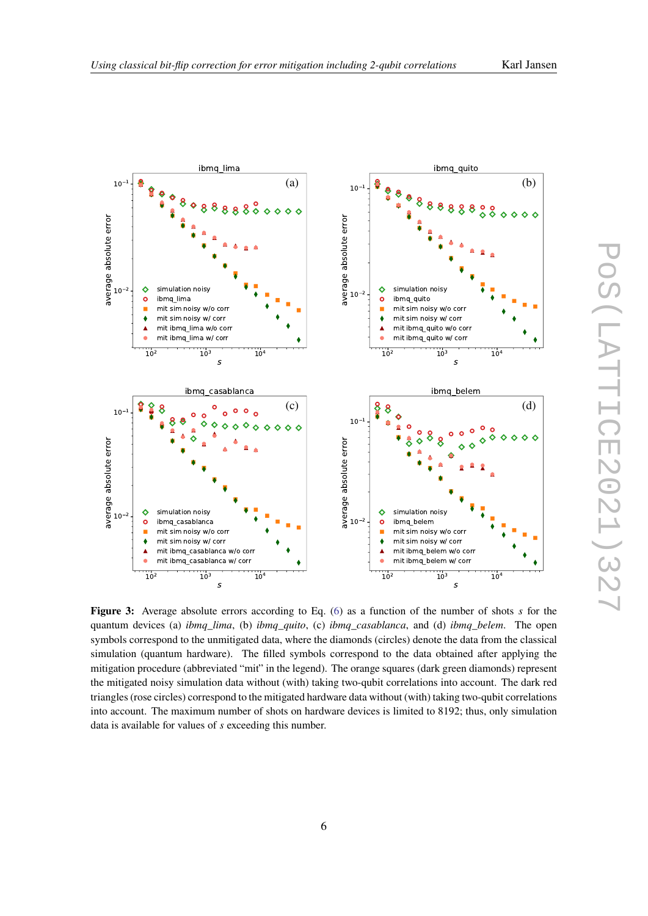**Figure 3:** Average absolute errors according to Eq. (6) as a function of the number of shots $s$ for the quantum devices (a) *ibmq_lima*, (b) *ibmq_quito*, (c) *ibmq_casablanca*, and (d) *ibmq_belem*. The open symbols correspond to the unmitigated data, where the diamonds (circles) denote the data from the classical simulation (quantum hardware). The filled symbols correspond to the data obtained after applying the mitigation procedure (abbreviated "mit" in the legend). The orange squares (dark green diamonds) represent the mitigated noisy simulation data without (with) taking two-qubit correlations into account. The dark red triangles (rose circles) correspond to the mitigated hardware data without (with) taking two-qubit correlations into account. The maximum number of shots on hardware devices is limited to 8192; thus, only simulation data is available for values of $s$ exceeding this number.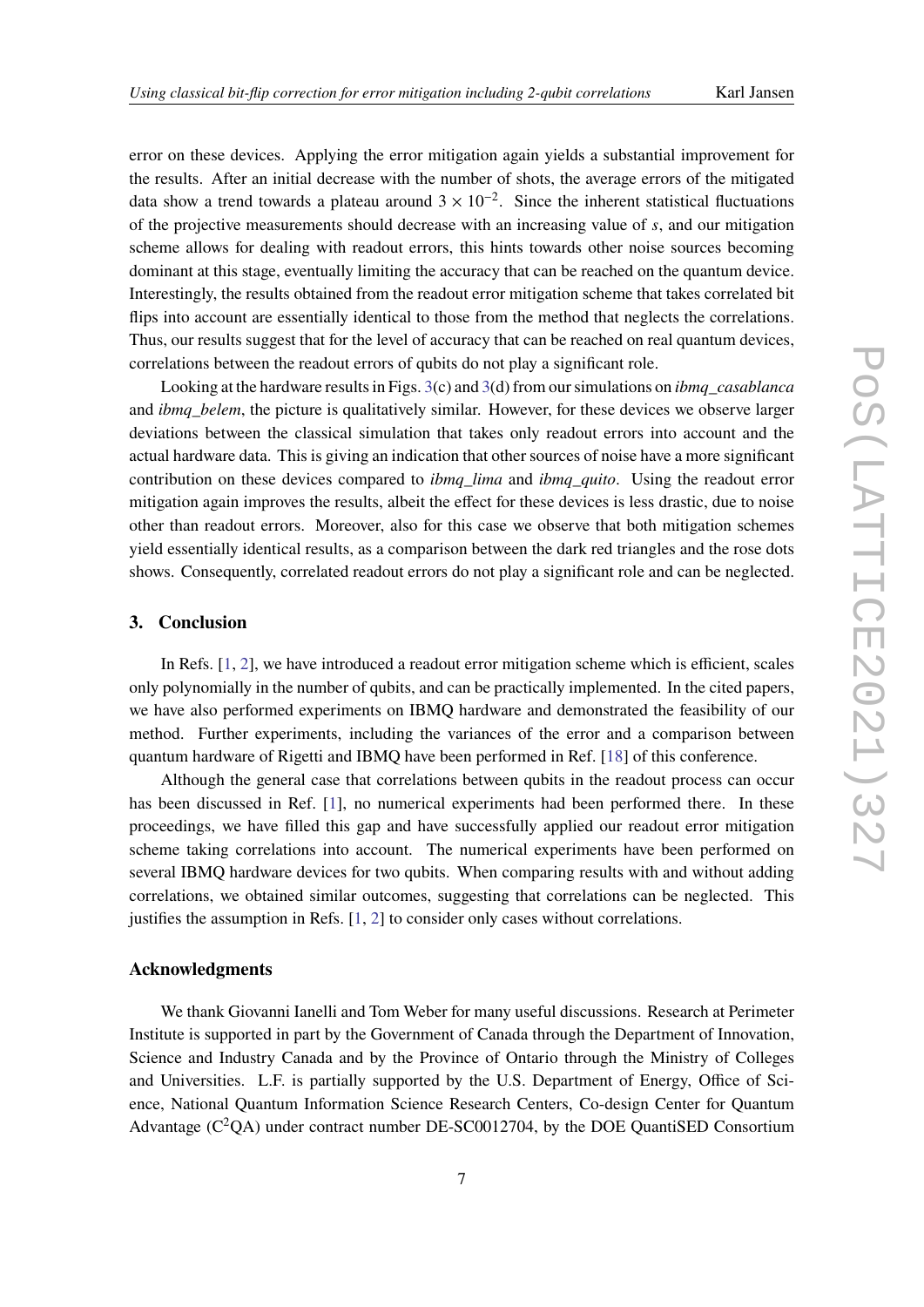error on these devices. Applying the error mitigation again yields a substantial improvement for the results. After an initial decrease with the number of shots, the average errors of the mitigated data show a trend towards a plateau around $3 \times 10^{-2}$. Since the inherent statistical fluctuations of the projective measurements should decrease with an increasing value of $s$, and our mitigation scheme allows for dealing with readout errors, this hints towards other noise sources becoming dominant at this stage, eventually limiting the accuracy that can be reached on the quantum device. Interestingly, the results obtained from the readout error mitigation scheme that takes correlated bit flips into account are essentially identical to those from the method that neglects the correlations. Thus, our results suggest that for the level of accuracy that can be reached on real quantum devices, correlations between the readout errors of qubits do not play a significant role.

Looking at the hardware results in Figs. 3(c) and 3(d) from our simulations on *ibmq_casablanca* and *ibmq_belem*, the picture is qualitatively similar. However, for these devices we observe larger deviations between the classical simulation that takes only readout errors into account and the actual hardware data. This is giving an indication that other sources of noise have a more significant contribution on these devices compared to *ibmq_lima* and *ibmq_quito*. Using the readout error mitigation again improves the results, albeit the effect for these devices is less drastic, due to noise other than readout errors. Moreover, also for this case we observe that both mitigation schemes yield essentially identical results, as a comparison between the dark red triangles and the rose dots shows. Consequently, correlated readout errors do not play a significant role and can be neglected.

## 3. Conclusion

In Refs. [1, 2], we have introduced a readout error mitigation scheme which is efficient, scales only polynomially in the number of qubits, and can be practically implemented. In the cited papers, we have also performed experiments on IBMQ hardware and demonstrated the feasibility of our method. Further experiments, including the variances of the error and a comparison between quantum hardware of Rigetti and IBMQ have been performed in Ref. [18] of this conference.

Although the general case that correlations between qubits in the readout process can occur has been discussed in Ref. [1], no numerical experiments had been performed there. In these proceedings, we have filled this gap and have successfully applied our readout error mitigation scheme taking correlations into account. The numerical experiments have been performed on several IBMQ hardware devices for two qubits. When comparing results with and without adding correlations, we obtained similar outcomes, suggesting that correlations can be neglected. This justifies the assumption in Refs. [1, 2] to consider only cases without correlations.

### Acknowledgments

We thank Giovanni Ianelli and Tom Weber for many useful discussions. Research at Perimeter Institute is supported in part by the Government of Canada through the Department of Innovation, Science and Industry Canada and by the Province of Ontario through the Ministry of Colleges and Universities. L.F. is partially supported by the U.S. Department of Energy, Office of Science, National Quantum Information Science Research Centers, Co-design Center for Quantum Advantage ($C^2$QA) under contract number DE-SC0012704, by the DOE QuantiSED Consortium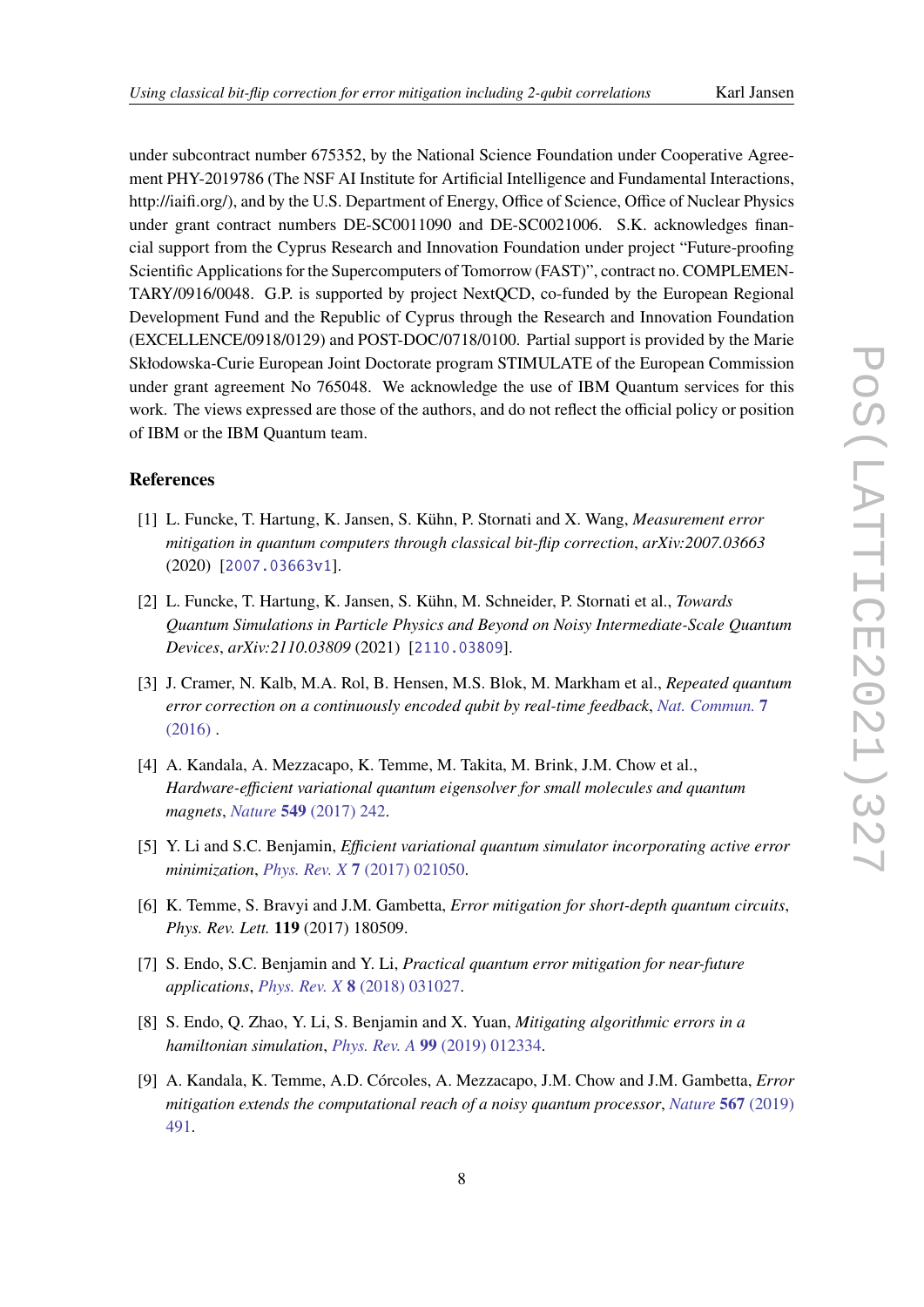under subcontract number 675352, by the National Science Foundation under Cooperative Agreement PHY-2019786 (The NSF AI Institute for Artificial Intelligence and Fundamental Interactions, http://iaifi.org/), and by the U.S. Department of Energy, Office of Science, Office of Nuclear Physics under grant contract numbers DE-SC0011090 and DE-SC0021006. S.K. acknowledges financial support from the Cyprus Research and Innovation Foundation under project "Future-proofing Scientific Applications for the Supercomputers of Tomorrow (FAST)", contract no. COMPLEMENTARY/0916/0048. G.P. is supported by project NextQCD, co-funded by the European Regional Development Fund and the Republic of Cyprus through the Research and Innovation Foundation (EXCELLENCE/0918/0129) and POST-DOC/0718/0100. Partial support is provided by the Marie Skłodowska-Curie European Joint Doctorate program STIMULATE of the European Commission under grant agreement No 765048. We acknowledge the use of IBM Quantum services for this work. The views expressed are those of the authors, and do not reflect the official policy or position of IBM or the IBM Quantum team.

## References

[1] L. Funcke, T. Hartung, K. Jansen, S. Kühn, P. Stornati and X. Wang, *Measurement error mitigation in quantum computers through classical bit-flip correction*, *arXiv:2007.03663* (2020) [2007.03663v1].

[2] L. Funcke, T. Hartung, K. Jansen, S. Kühn, M. Schneider, P. Stornati et al., *Towards Quantum Simulations in Particle Physics and Beyond on Noisy Intermediate-Scale Quantum Devices*, *arXiv:2110.03809* (2021) [2110.03809].

[3] J. Cramer, N. Kalb, M.A. Rol, B. Hensen, M.S. Blok, M. Markham et al., *Repeated quantum error correction on a continuously encoded qubit by real-time feedback*, *Nat. Commun.* **7** (2016) .

[4] A. Kandala, A. Mezzacapo, K. Temme, M. Takita, M. Brink, J.M. Chow et al., *Hardware-efficient variational quantum eigensolver for small molecules and quantum magnets*, *Nature* **549** (2017) 242.

[5] Y. Li and S.C. Benjamin, *Efficient variational quantum simulator incorporating active error minimization*, *Phys. Rev. X* **7** (2017) 021050.

[6] K. Temme, S. Bravyi and J.M. Gambetta, *Error mitigation for short-depth quantum circuits*, *Phys. Rev. Lett.* **119** (2017) 180509.

[7] S. Endo, S.C. Benjamin and Y. Li, *Practical quantum error mitigation for near-future applications*, *Phys. Rev. X* **8** (2018) 031027.

[8] S. Endo, Q. Zhao, Y. Li, S. Benjamin and X. Yuan, *Mitigating algorithmic errors in a hamiltonian simulation*, *Phys. Rev. A* **99** (2019) 012334.

[9] A. Kandala, K. Temme, A.D. Córcoles, A. Mezzacapo, J.M. Chow and J.M. Gambetta, *Error mitigation extends the computational reach of a noisy quantum processor*, *Nature* **567** (2019) 491.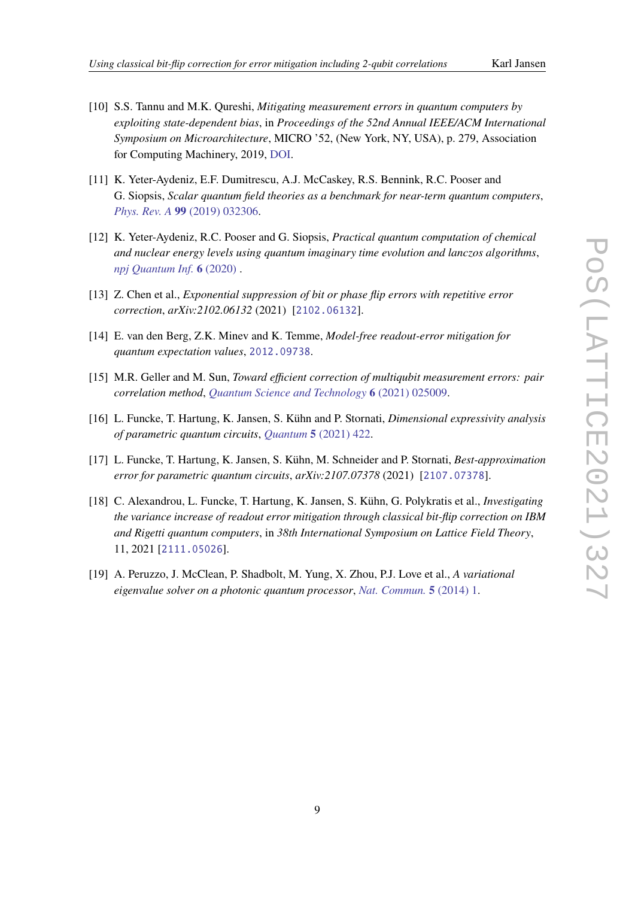[10] S.S. Tannu and M.K. Qureshi, *Mitigating measurement errors in quantum computers by exploiting state-dependent bias*, in *Proceedings of the 52nd Annual IEEE/ACM International Symposium on Microarchitecture*, MICRO '52, (New York, NY, USA), p. 279, Association for Computing Machinery, 2019, DOI.

[11] K. Yeter-Aydeniz, E.F. Dumitrescu, A.J. McCaskey, R.S. Bennink, R.C. Pooser and G. Siopsis, *Scalar quantum field theories as a benchmark for near-term quantum computers*, *Phys. Rev. A* **99** (2019) 032306.

[12] K. Yeter-Aydeniz, R.C. Pooser and G. Siopsis, *Practical quantum computation of chemical and nuclear energy levels using quantum imaginary time evolution and lanczos algorithms*, *npj Quantum Inf.* **6** (2020) .

[13] Z. Chen et al., *Exponential suppression of bit or phase flip errors with repetitive error correction*, *arXiv:2102.06132* (2021) [2102.06132].

[14] E. van den Berg, Z.K. Minev and K. Temme, *Model-free readout-error mitigation for quantum expectation values*, 2012.09738.

[15] M.R. Geller and M. Sun, *Toward efficient correction of multiqubit measurement errors: pair correlation method*, *Quantum Science and Technology* **6** (2021) 025009.

[16] L. Funcke, T. Hartung, K. Jansen, S. Kühn and P. Stornati, *Dimensional expressivity analysis of parametric quantum circuits*, *Quantum* **5** (2021) 422.

[17] L. Funcke, T. Hartung, K. Jansen, S. Kühn, M. Schneider and P. Stornati, *Best-approximation error for parametric quantum circuits*, *arXiv:2107.07378* (2021) [2107.07378].

[18] C. Alexandrou, L. Funcke, T. Hartung, K. Jansen, S. Kühn, G. Polykratis et al., *Investigating the variance increase of readout error mitigation through classical bit-flip correction on IBM and Rigetti quantum computers*, in *38th International Symposium on Lattice Field Theory*, 11, 2021 [2111.05026].

[19] A. Peruzzo, J. McClean, P. Shadbolt, M. Yung, X. Zhou, P.J. Love et al., *A variational eigenvalue solver on a photonic quantum processor*, *Nat. Commun.* **5** (2014) 1.